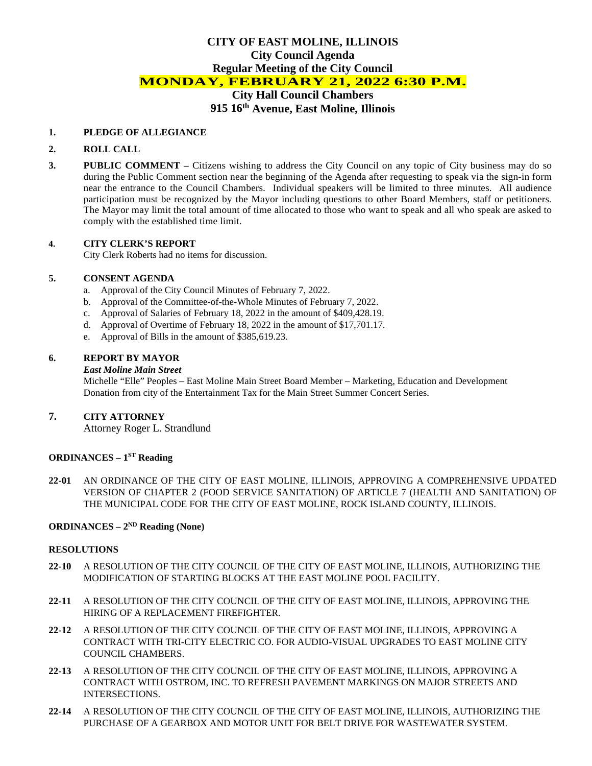# CITY OF EAST MOLINE, ILLINOIS
## City Council Agenda
## Regular Meeting of the City Council
## MONDAY, FEBRUARY 21, 2022 6:30 P.M.
## City Hall Council Chambers
## 915 16th Avenue, East Moline, Illinois

**1. PLEDGE OF ALLEGIANCE**

**2. ROLL CALL**

**3. PUBLIC COMMENT –** Citizens wishing to address the City Council on any topic of City business may do so during the Public Comment section near the beginning of the Agenda after requesting to speak via the sign-in form near the entrance to the Council Chambers. Individual speakers will be limited to three minutes. All audience participation must be recognized by the Mayor including questions to other Board Members, staff or petitioners. The Mayor may limit the total amount of time allocated to those who want to speak and all who speak are asked to comply with the established time limit.

**4. CITY CLERK'S REPORT**

City Clerk Roberts had no items for discussion.

**5. CONSENT AGENDA**

a. Approval of the City Council Minutes of February 7, 2022.
b. Approval of the Committee-of-the-Whole Minutes of February 7, 2022.
c. Approval of Salaries of February 18, 2022 in the amount of $409,428.19.
d. Approval of Overtime of February 18, 2022 in the amount of $17,701.17.
e. Approval of Bills in the amount of $385,619.23.

**6. REPORT BY MAYOR**

***East Moline Main Street***

Michelle "Elle" Peoples – East Moline Main Street Board Member – Marketing, Education and Development
Donation from city of the Entertainment Tax for the Main Street Summer Concert Series.

**7. CITY ATTORNEY**

Attorney Roger L. Strandlund

**ORDINANCES – 1ST Reading**

**22-01** AN ORDINANCE OF THE CITY OF EAST MOLINE, ILLINOIS, APPROVING A COMPREHENSIVE UPDATED VERSION OF CHAPTER 2 (FOOD SERVICE SANITATION) OF ARTICLE 7 (HEALTH AND SANITATION) OF THE MUNICIPAL CODE FOR THE CITY OF EAST MOLINE, ROCK ISLAND COUNTY, ILLINOIS.

**ORDINANCES – 2ND Reading (None)**

**RESOLUTIONS**

**22-10** A RESOLUTION OF THE CITY COUNCIL OF THE CITY OF EAST MOLINE, ILLINOIS, AUTHORIZING THE MODIFICATION OF STARTING BLOCKS AT THE EAST MOLINE POOL FACILITY.

**22-11** A RESOLUTION OF THE CITY COUNCIL OF THE CITY OF EAST MOLINE, ILLINOIS, APPROVING THE HIRING OF A REPLACEMENT FIREFIGHTER.

**22-12** A RESOLUTION OF THE CITY COUNCIL OF THE CITY OF EAST MOLINE, ILLINOIS, APPROVING A CONTRACT WITH TRI-CITY ELECTRIC CO. FOR AUDIO-VISUAL UPGRADES TO EAST MOLINE CITY COUNCIL CHAMBERS.

**22-13** A RESOLUTION OF THE CITY COUNCIL OF THE CITY OF EAST MOLINE, ILLINOIS, APPROVING A CONTRACT WITH OSTROM, INC. TO REFRESH PAVEMENT MARKINGS ON MAJOR STREETS AND INTERSECTIONS.

**22-14** A RESOLUTION OF THE CITY COUNCIL OF THE CITY OF EAST MOLINE, ILLINOIS, AUTHORIZING THE PURCHASE OF A GEARBOX AND MOTOR UNIT FOR BELT DRIVE FOR WASTEWATER SYSTEM.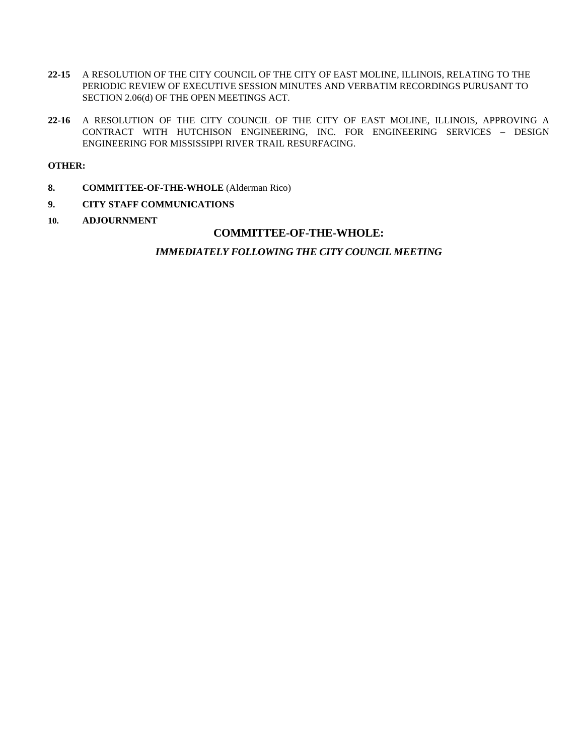**22-15** A RESOLUTION OF THE CITY COUNCIL OF THE CITY OF EAST MOLINE, ILLINOIS, RELATING TO THE PERIODIC REVIEW OF EXECUTIVE SESSION MINUTES AND VERBATIM RECORDINGS PURUSANT TO SECTION 2.06(d) OF THE OPEN MEETINGS ACT.

**22-16** A RESOLUTION OF THE CITY COUNCIL OF THE CITY OF EAST MOLINE, ILLINOIS, APPROVING A CONTRACT WITH HUTCHISON ENGINEERING, INC. FOR ENGINEERING SERVICES – DESIGN ENGINEERING FOR MISSISSIPPI RIVER TRAIL RESURFACING.

**OTHER:**

**8. COMMITTEE-OF-THE-WHOLE** (Alderman Rico)

**9. CITY STAFF COMMUNICATIONS**

**10. ADJOURNMENT**

## COMMITTEE-OF-THE-WHOLE:

***IMMEDIATELY FOLLOWING THE CITY COUNCIL MEETING***